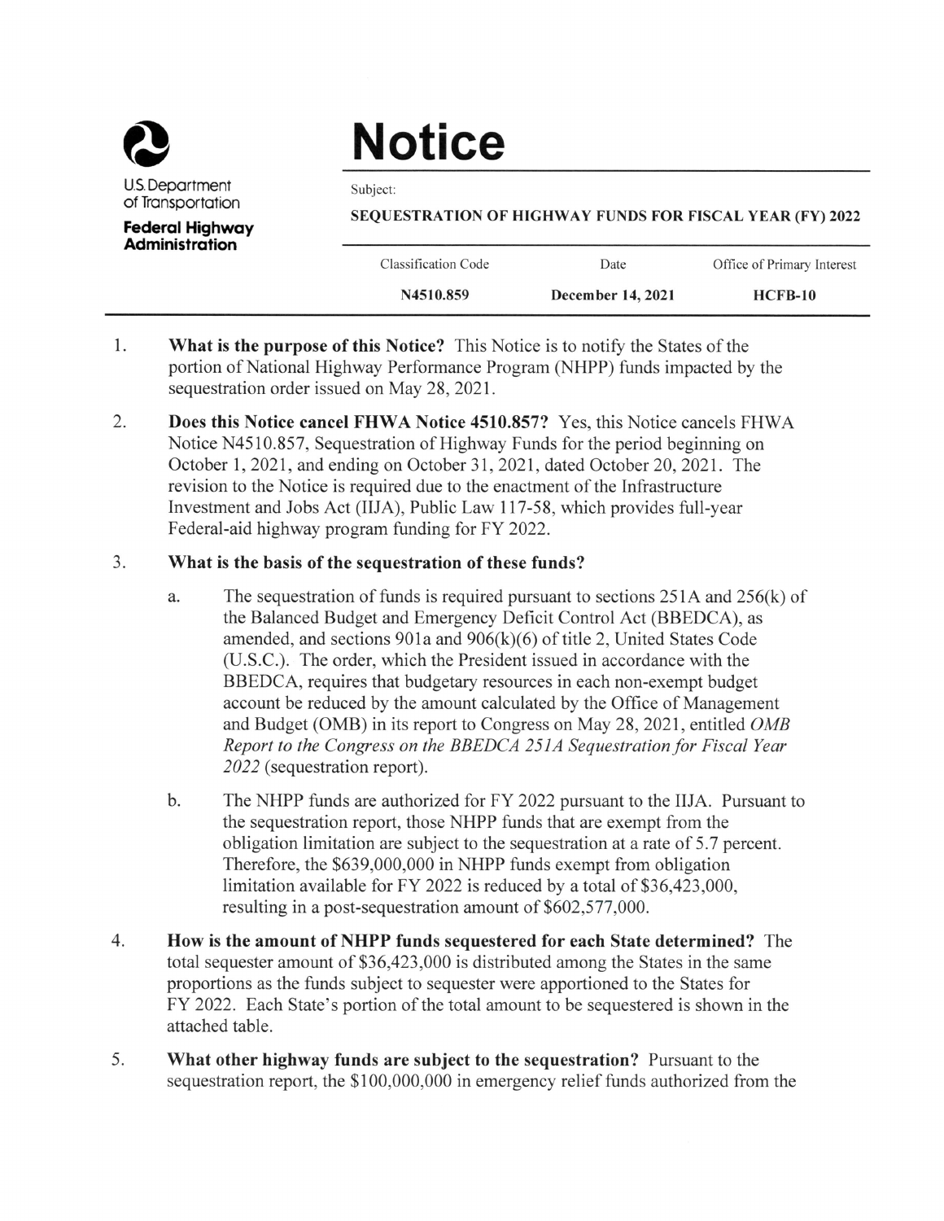U.S. Department of Transportation

**Federal Highway Administration**

# Notice

Subject:

**SEQUESTRATION OF HIGHWAY FUNDS FOR FISCAL YEAR (FY) 2022**

| Classification Code | Date | Office of Primary Interest |
|---|---|---|
| **N4510.859** | **December 14, 2021** | **HCFB-10** |

1. **What is the purpose of this Notice?** This Notice is to notify the States of the portion of National Highway Performance Program (NHPP) funds impacted by the sequestration order issued on May 28, 2021.

2. **Does this Notice cancel FHWA Notice 4510.857?** Yes, this Notice cancels FHWA Notice N4510.857, Sequestration of Highway Funds for the period beginning on October 1, 2021, and ending on October 31, 2021, dated October 20, 2021. The revision to the Notice is required due to the enactment of the Infrastructure Investment and Jobs Act (IIJA), Public Law 117-58, which provides full-year Federal-aid highway program funding for FY 2022.

3. **What is the basis of the sequestration of these funds?**

   a. The sequestration of funds is required pursuant to sections 251A and 256(k) of the Balanced Budget and Emergency Deficit Control Act (BBEDCA), as amended, and sections 901a and 906(k)(6) of title 2, United States Code (U.S.C.). The order, which the President issued in accordance with the BBEDCA, requires that budgetary resources in each non-exempt budget account be reduced by the amount calculated by the Office of Management and Budget (OMB) in its report to Congress on May 28, 2021, entitled *OMB Report to the Congress on the BBEDCA 251A Sequestration for Fiscal Year 2022* (sequestration report).

   b. The NHPP funds are authorized for FY 2022 pursuant to the IIJA. Pursuant to the sequestration report, those NHPP funds that are exempt from the obligation limitation are subject to the sequestration at a rate of 5.7 percent. Therefore, the $639,000,000 in NHPP funds exempt from obligation limitation available for FY 2022 is reduced by a total of $36,423,000, resulting in a post-sequestration amount of $602,577,000.

4. **How is the amount of NHPP funds sequestered for each State determined?** The total sequester amount of $36,423,000 is distributed among the States in the same proportions as the funds subject to sequester were apportioned to the States for FY 2022. Each State's portion of the total amount to be sequestered is shown in the attached table.

5. **What other highway funds are subject to the sequestration?** Pursuant to the sequestration report, the $100,000,000 in emergency relief funds authorized from the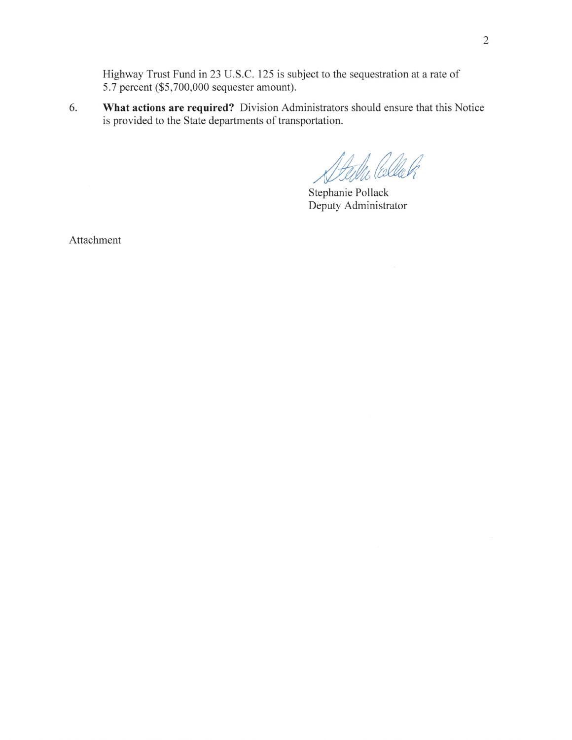Highway Trust Fund in 23 U.S.C. 125 is subject to the sequestration at a rate of 5.7 percent ($5,700,000 sequester amount).

6. **What actions are required?** Division Administrators should ensure that this Notice is provided to the State departments of transportation.

Stephanie Pollack
Deputy Administrator

Attachment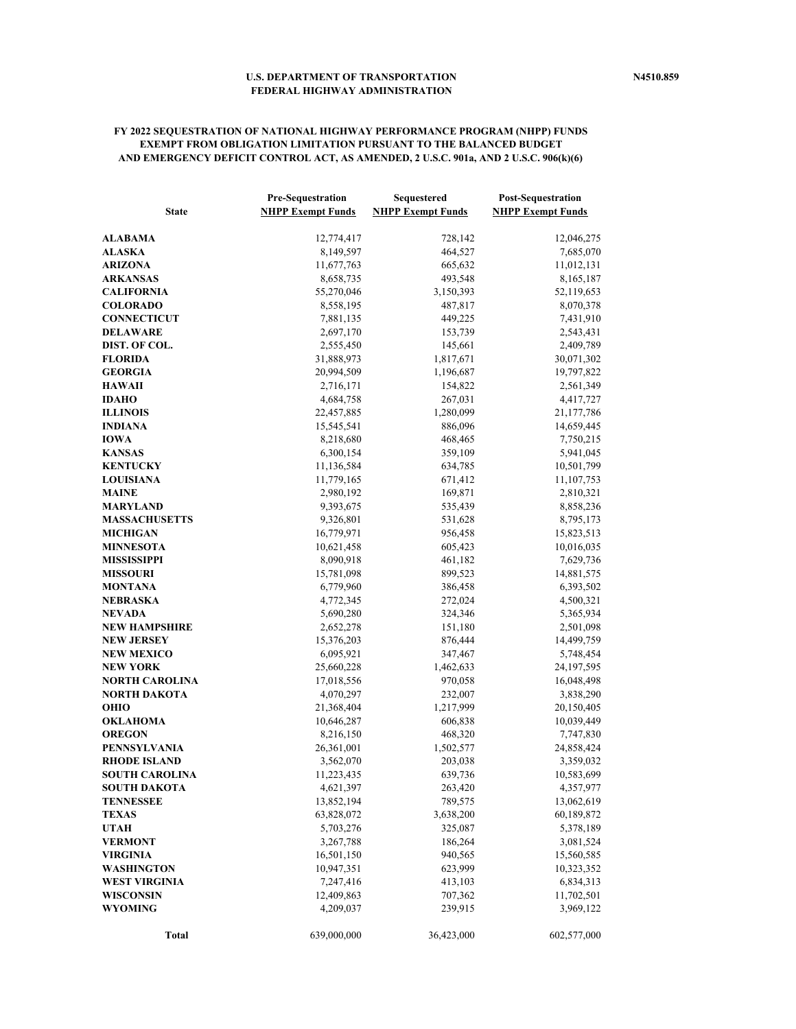**U.S. DEPARTMENT OF TRANSPORTATION**
**FEDERAL HIGHWAY ADMINISTRATION**

N4510.859

**FY 2022 SEQUESTRATION OF NATIONAL HIGHWAY PERFORMANCE PROGRAM (NHPP) FUNDS EXEMPT FROM OBLIGATION LIMITATION PURSUANT TO THE BALANCED BUDGET AND EMERGENCY DEFICIT CONTROL ACT, AS AMENDED, 2 U.S.C. 901a, AND 2 U.S.C. 906(k)(6)**

| State | Pre-Sequestration NHPP Exempt Funds | Sequestered NHPP Exempt Funds | Post-Sequestration NHPP Exempt Funds |
|---|---|---|---|
| ALABAMA | 12,774,417 | 728,142 | 12,046,275 |
| ALASKA | 8,149,597 | 464,527 | 7,685,070 |
| ARIZONA | 11,677,763 | 665,632 | 11,012,131 |
| ARKANSAS | 8,658,735 | 493,548 | 8,165,187 |
| CALIFORNIA | 55,270,046 | 3,150,393 | 52,119,653 |
| COLORADO | 8,558,195 | 487,817 | 8,070,378 |
| CONNECTICUT | 7,881,135 | 449,225 | 7,431,910 |
| DELAWARE | 2,697,170 | 153,739 | 2,543,431 |
| DIST. OF COL. | 2,555,450 | 145,661 | 2,409,789 |
| FLORIDA | 31,888,973 | 1,817,671 | 30,071,302 |
| GEORGIA | 20,994,509 | 1,196,687 | 19,797,822 |
| HAWAII | 2,716,171 | 154,822 | 2,561,349 |
| IDAHO | 4,684,758 | 267,031 | 4,417,727 |
| ILLINOIS | 22,457,885 | 1,280,099 | 21,177,786 |
| INDIANA | 15,545,541 | 886,096 | 14,659,445 |
| IOWA | 8,218,680 | 468,465 | 7,750,215 |
| KANSAS | 6,300,154 | 359,109 | 5,941,045 |
| KENTUCKY | 11,136,584 | 634,785 | 10,501,799 |
| LOUISIANA | 11,779,165 | 671,412 | 11,107,753 |
| MAINE | 2,980,192 | 169,871 | 2,810,321 |
| MARYLAND | 9,393,675 | 535,439 | 8,858,236 |
| MASSACHUSETTS | 9,326,801 | 531,628 | 8,795,173 |
| MICHIGAN | 16,779,971 | 956,458 | 15,823,513 |
| MINNESOTA | 10,621,458 | 605,423 | 10,016,035 |
| MISSISSIPPI | 8,090,918 | 461,182 | 7,629,736 |
| MISSOURI | 15,781,098 | 899,523 | 14,881,575 |
| MONTANA | 6,779,960 | 386,458 | 6,393,502 |
| NEBRASKA | 4,772,345 | 272,024 | 4,500,321 |
| NEVADA | 5,690,280 | 324,346 | 5,365,934 |
| NEW HAMPSHIRE | 2,652,278 | 151,180 | 2,501,098 |
| NEW JERSEY | 15,376,203 | 876,444 | 14,499,759 |
| NEW MEXICO | 6,095,921 | 347,467 | 5,748,454 |
| NEW YORK | 25,660,228 | 1,462,633 | 24,197,595 |
| NORTH CAROLINA | 17,018,556 | 970,058 | 16,048,498 |
| NORTH DAKOTA | 4,070,297 | 232,007 | 3,838,290 |
| OHIO | 21,368,404 | 1,217,999 | 20,150,405 |
| OKLAHOMA | 10,646,287 | 606,838 | 10,039,449 |
| OREGON | 8,216,150 | 468,320 | 7,747,830 |
| PENNSYLVANIA | 26,361,001 | 1,502,577 | 24,858,424 |
| RHODE ISLAND | 3,562,070 | 203,038 | 3,359,032 |
| SOUTH CAROLINA | 11,223,435 | 639,736 | 10,583,699 |
| SOUTH DAKOTA | 4,621,397 | 263,420 | 4,357,977 |
| TENNESSEE | 13,852,194 | 789,575 | 13,062,619 |
| TEXAS | 63,828,072 | 3,638,200 | 60,189,872 |
| UTAH | 5,703,276 | 325,087 | 5,378,189 |
| VERMONT | 3,267,788 | 186,264 | 3,081,524 |
| VIRGINIA | 16,501,150 | 940,565 | 15,560,585 |
| WASHINGTON | 10,947,351 | 623,999 | 10,323,352 |
| WEST VIRGINIA | 7,247,416 | 413,103 | 6,834,313 |
| WISCONSIN | 12,409,863 | 707,362 | 11,702,501 |
| WYOMING | 4,209,037 | 239,915 | 3,969,122 |
| Total | 639,000,000 | 36,423,000 | 602,577,000 |